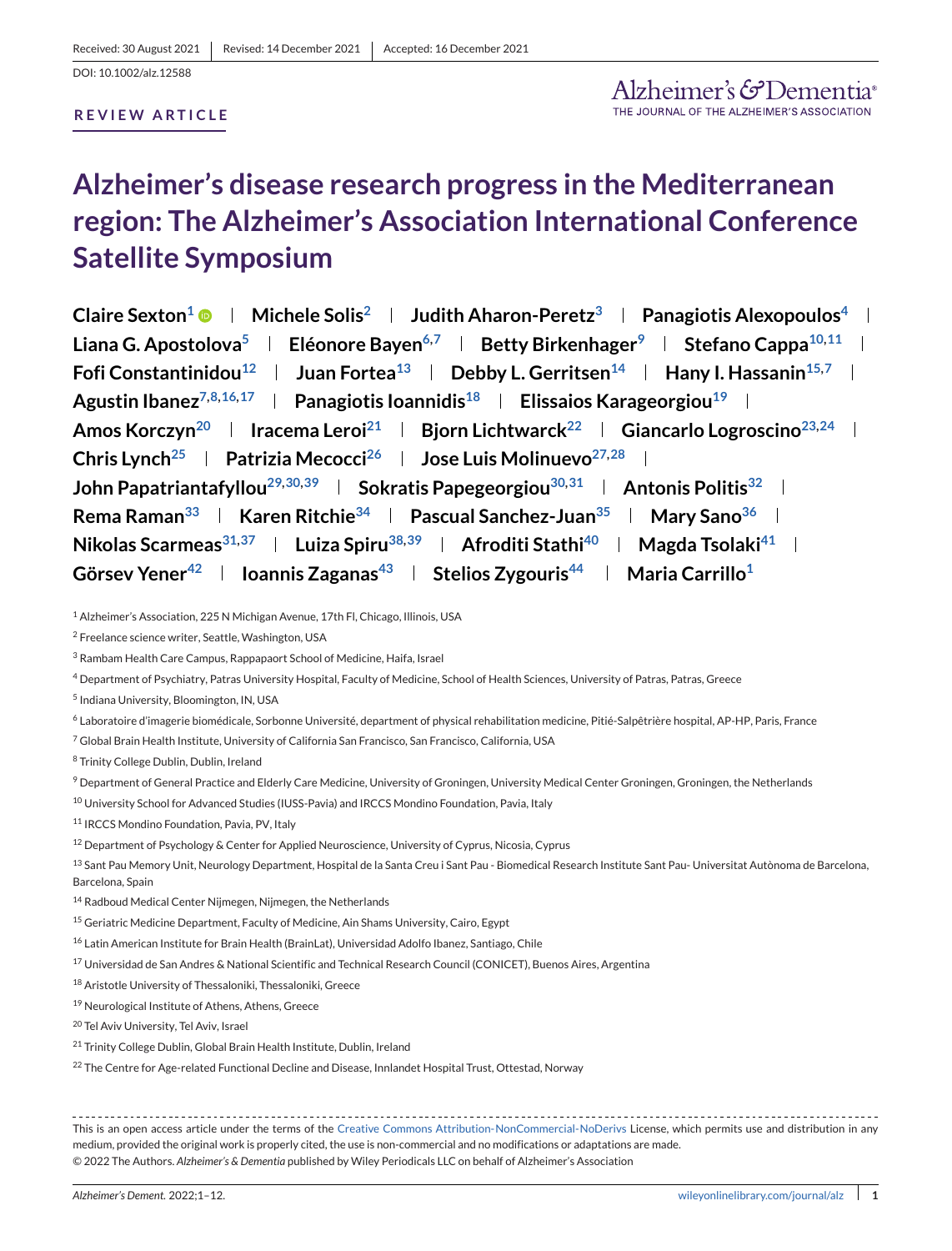Received: 30 August 2021 | Revised: 14 December 2021 | Accepted: 16 December 2021

DOI: 10.1002/alz.12588

**REVIEW ARTICLE**

# Alzheimer's disease research progress in the Mediterranean region: The Alzheimer's Association International Conference Satellite Symposium

**Claire Sexton[1] | Michele Solis[2] | Judith Aharon-Peretz[3] | Panagiotis Alexopoulos[4] | Liana G. Apostolova[5] | Eléonore Bayen[6,7] | Betty Birkenhager[9] | Stefano Cappa[10,11] | Fofi Constantinidou[12] | Juan Fortea[13] | Debby L. Gerritsen[14] | Hany I. Hassanin[15,7] | Agustin Ibanez[7,8,16,17] | Panagiotis Ioannidis[18] | Elissaios Karageorgiou[19] | Amos Korczyn[20] | Iracema Leroi[21] | Bjorn Lichtwarck[22] | Giancarlo Logroscino[23,24] | Chris Lynch[25] | Patrizia Mecocci[26] | Jose Luis Molinuevo[27,28] | John Papatriantafyllou[29,30,39] | Sokratis Papegeorgiou[30,31] | Antonis Politis[32] | Rema Raman[33] | Karen Ritchie[34] | Pascual Sanchez-Juan[35] | Mary Sano[36] | Nikolas Scarmeas[31,37] | Luiza Spiru[38,39] | Afroditi Stathi[40] | Magda Tsolaki[41] | Görsev Yener[42] | Ioannis Zaganas[43] | Stelios Zygouris[44] | Maria Carrillo[1]**

[1] Alzheimer's Association, 225 N Michigan Avenue, 17th Fl, Chicago, Illinois, USA

[2] Freelance science writer, Seattle, Washington, USA

[3] Rambam Health Care Campus, Rappapaort School of Medicine, Haifa, Israel

[4] Department of Psychiatry, Patras University Hospital, Faculty of Medicine, School of Health Sciences, University of Patras, Patras, Greece

[5] Indiana University, Bloomington, IN, USA

[6] Laboratoire d'imagerie biomédicale, Sorbonne Université, department of physical rehabilitation medicine, Pitié-Salpêtrière hospital, AP-HP, Paris, France

[7] Global Brain Health Institute, University of California San Francisco, San Francisco, California, USA

[8] Trinity College Dublin, Dublin, Ireland

[9] Department of General Practice and Elderly Care Medicine, University of Groningen, University Medical Center Groningen, Groningen, the Netherlands

[10] University School for Advanced Studies (IUSS-Pavia) and IRCCS Mondino Foundation, Pavia, Italy

[11] IRCCS Mondino Foundation, Pavia, PV, Italy

[12] Department of Psychology & Center for Applied Neuroscience, University of Cyprus, Nicosia, Cyprus

[13] Sant Pau Memory Unit, Neurology Department, Hospital de la Santa Creu i Sant Pau - Biomedical Research Institute Sant Pau- Universitat Autònoma de Barcelona, Barcelona, Spain

[14] Radboud Medical Center Nijmegen, Nijmegen, the Netherlands

[15] Geriatric Medicine Department, Faculty of Medicine, Ain Shams University, Cairo, Egypt

[16] Latin American Institute for Brain Health (BrainLat), Universidad Adolfo Ibanez, Santiago, Chile

[17] Universidad de San Andres & National Scientific and Technical Research Council (CONICET), Buenos Aires, Argentina

[18] Aristotle University of Thessaloniki, Thessaloniki, Greece

[19] Neurological Institute of Athens, Athens, Greece

[20] Tel Aviv University, Tel Aviv, Israel

[21] Trinity College Dublin, Global Brain Health Institute, Dublin, Ireland

[22] The Centre for Age-related Functional Decline and Disease, Innlandet Hospital Trust, Ottestad, Norway

This is an open access article under the terms of the Creative Commons Attribution-NonCommercial-NoDerivs License, which permits use and distribution in any medium, provided the original work is properly cited, the use is non-commercial and no modifications or adaptations are made.

© 2022 The Authors. *Alzheimer's & Dementia* published by Wiley Periodicals LLC on behalf of Alzheimer's Association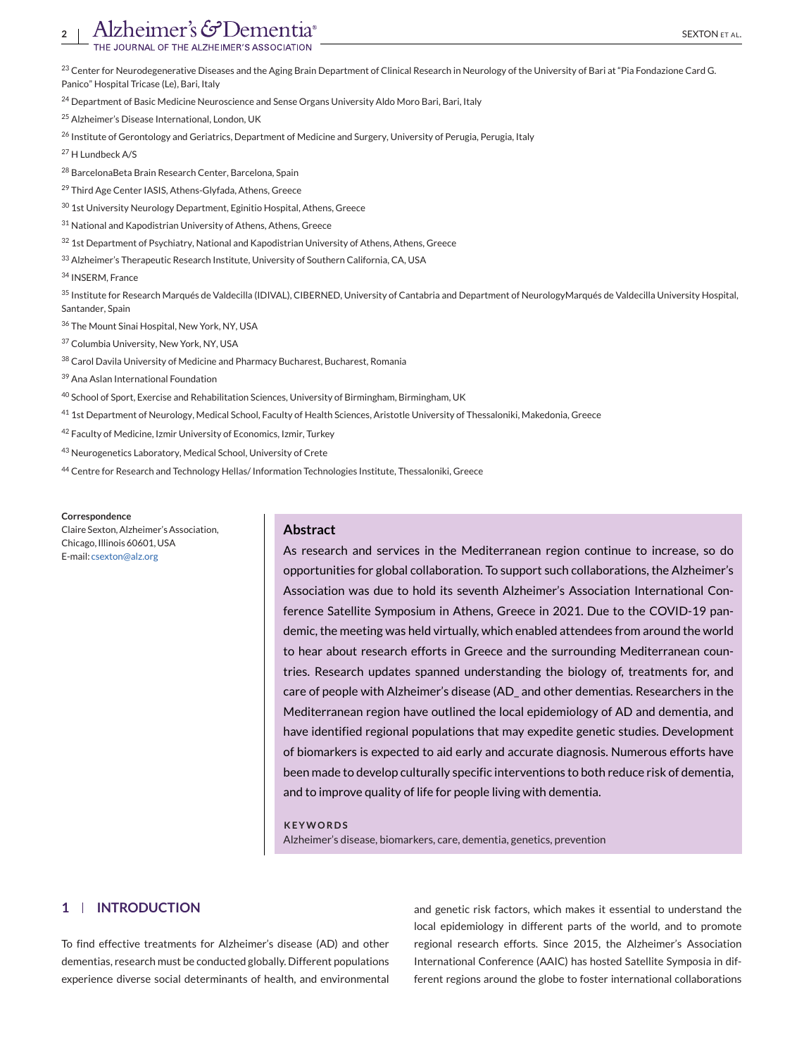[23] Center for Neurodegenerative Diseases and the Aging Brain Department of Clinical Research in Neurology of the University of Bari at "Pia Fondazione Card G. Panico" Hospital Tricase (Le), Bari, Italy

[24] Department of Basic Medicine Neuroscience and Sense Organs University Aldo Moro Bari, Bari, Italy

[25] Alzheimer's Disease International, London, UK

[26] Institute of Gerontology and Geriatrics, Department of Medicine and Surgery, University of Perugia, Perugia, Italy

[27] H Lundbeck A/S

[28] BarcelonaBeta Brain Research Center, Barcelona, Spain

[29] Third Age Center IASIS, Athens-Glyfada, Athens, Greece

[30] 1st University Neurology Department, Eginitio Hospital, Athens, Greece

[31] National and Kapodistrian University of Athens, Athens, Greece

[32] 1st Department of Psychiatry, National and Kapodistrian University of Athens, Athens, Greece

[33] Alzheimer's Therapeutic Research Institute, University of Southern California, CA, USA

[34] INSERM, France

[35] Institute for Research Marqués de Valdecilla (IDIVAL), CIBERNED, University of Cantabria and Department of NeurologyMarqués de Valdecilla University Hospital, Santander, Spain

[36] The Mount Sinai Hospital, New York, NY, USA

[37] Columbia University, New York, NY, USA

[38] Carol Davila University of Medicine and Pharmacy Bucharest, Bucharest, Romania

[39] Ana Aslan International Foundation

[40] School of Sport, Exercise and Rehabilitation Sciences, University of Birmingham, Birmingham, UK

[41] 1st Department of Neurology, Medical School, Faculty of Health Sciences, Aristotle University of Thessaloniki, Makedonia, Greece

[42] Faculty of Medicine, Izmir University of Economics, Izmir, Turkey

[43] Neurogenetics Laboratory, Medical School, University of Crete

[44] Centre for Research and Technology Hellas/ Information Technologies Institute, Thessaloniki, Greece

**Correspondence**
Claire Sexton, Alzheimer's Association, Chicago, Illinois 60601, USA
E-mail: csexton@alz.org

## Abstract

As research and services in the Mediterranean region continue to increase, so do opportunities for global collaboration. To support such collaborations, the Alzheimer's Association was due to hold its seventh Alzheimer's Association International Conference Satellite Symposium in Athens, Greece in 2021. Due to the COVID-19 pandemic, the meeting was held virtually, which enabled attendees from around the world to hear about research efforts in Greece and the surrounding Mediterranean countries. Research updates spanned understanding the biology of, treatments for, and care of people with Alzheimer's disease (AD_ and other dementias. Researchers in the Mediterranean region have outlined the local epidemiology of AD and dementia, and have identified regional populations that may expedite genetic studies. Development of biomarkers is expected to aid early and accurate diagnosis. Numerous efforts have been made to develop culturally specific interventions to both reduce risk of dementia, and to improve quality of life for people living with dementia.

**KEYWORDS**
Alzheimer's disease, biomarkers, care, dementia, genetics, prevention

## 1 | INTRODUCTION

To find effective treatments for Alzheimer's disease (AD) and other dementias, research must be conducted globally. Different populations experience diverse social determinants of health, and environmental and genetic risk factors, which makes it essential to understand the local epidemiology in different parts of the world, and to promote regional research efforts. Since 2015, the Alzheimer's Association International Conference (AAIC) has hosted Satellite Symposia in different regions around the globe to foster international collaborations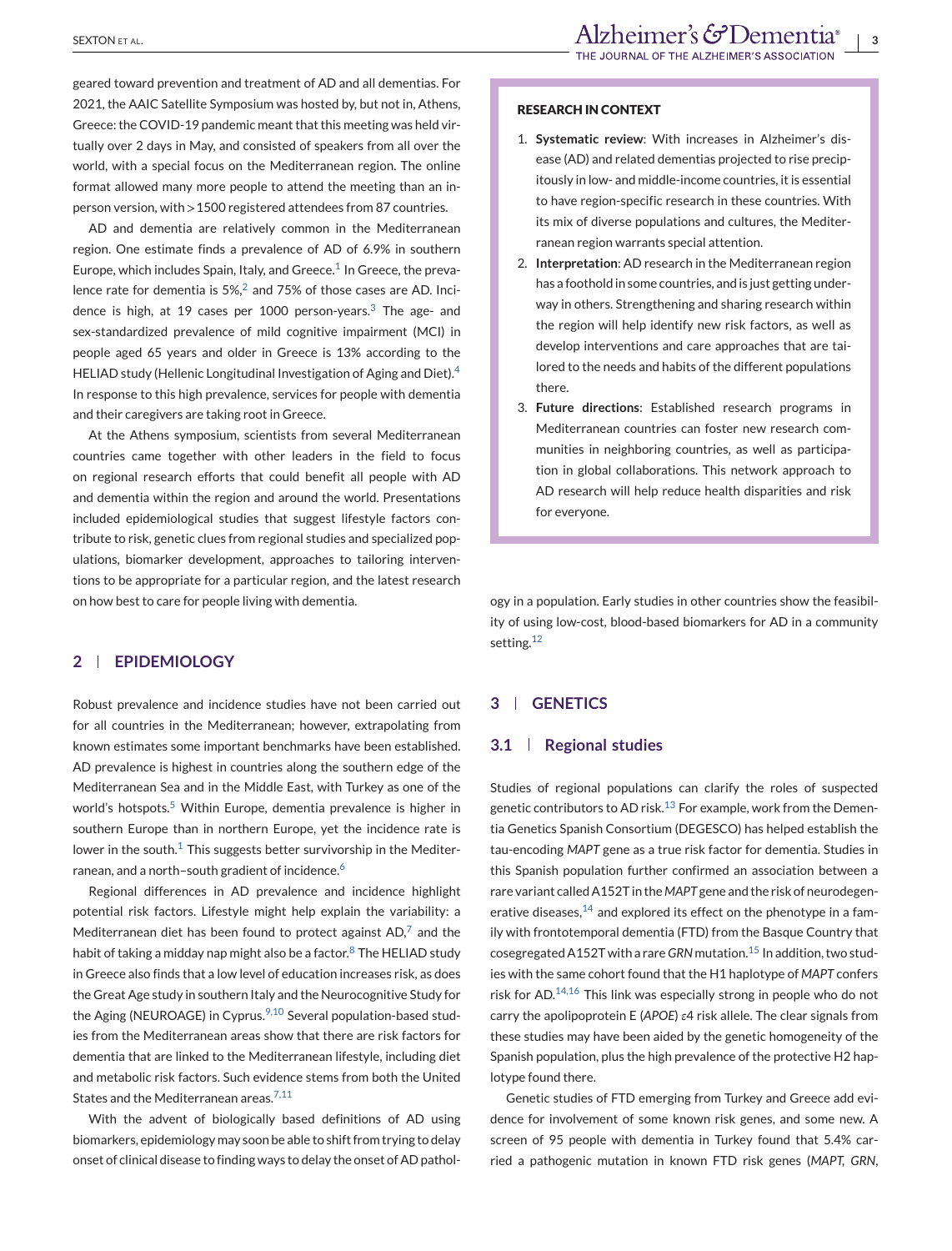geared toward prevention and treatment of AD and all dementias. For 2021, the AAIC Satellite Symposium was hosted by, but not in, Athens, Greece: the COVID-19 pandemic meant that this meeting was held virtually over 2 days in May, and consisted of speakers from all over the world, with a special focus on the Mediterranean region. The online format allowed many more people to attend the meeting than an in-person version, with >1500 registered attendees from 87 countries.

AD and dementia are relatively common in the Mediterranean region. One estimate finds a prevalence of AD of 6.9% in southern Europe, which includes Spain, Italy, and Greece.[1] In Greece, the prevalence rate for dementia is 5%,[2] and 75% of those cases are AD. Incidence is high, at 19 cases per 1000 person-years.[3] The age- and sex-standardized prevalence of mild cognitive impairment (MCI) in people aged 65 years and older in Greece is 13% according to the HELIAD study (Hellenic Longitudinal Investigation of Aging and Diet).[4] In response to this high prevalence, services for people with dementia and their caregivers are taking root in Greece.

At the Athens symposium, scientists from several Mediterranean countries came together with other leaders in the field to focus on regional research efforts that could benefit all people with AD and dementia within the region and around the world. Presentations included epidemiological studies that suggest lifestyle factors contribute to risk, genetic clues from regional studies and specialized populations, biomarker development, approaches to tailoring interventions to be appropriate for a particular region, and the latest research on how best to care for people living with dementia.

**RESEARCH IN CONTEXT**

1. **Systematic review**: With increases in Alzheimer's disease (AD) and related dementias projected to rise precipitously in low- and middle-income countries, it is essential to have region-specific research in these countries. With its mix of diverse populations and cultures, the Mediterranean region warrants special attention.
2. **Interpretation**: AD research in the Mediterranean region has a foothold in some countries, and is just getting underway in others. Strengthening and sharing research within the region will help identify new risk factors, as well as develop interventions and care approaches that are tailored to the needs and habits of the different populations there.
3. **Future directions**: Established research programs in Mediterranean countries can foster new research communities in neighboring countries, as well as participation in global collaborations. This network approach to AD research will help reduce health disparities and risk for everyone.

## 2 | EPIDEMIOLOGY

Robust prevalence and incidence studies have not been carried out for all countries in the Mediterranean; however, extrapolating from known estimates some important benchmarks have been established. AD prevalence is highest in countries along the southern edge of the Mediterranean Sea and in the Middle East, with Turkey as one of the world's hotspots.[5] Within Europe, dementia prevalence is higher in southern Europe than in northern Europe, yet the incidence rate is lower in the south.[1] This suggests better survivorship in the Mediterranean, and a north–south gradient of incidence.[6]

Regional differences in AD prevalence and incidence highlight potential risk factors. Lifestyle might help explain the variability: a Mediterranean diet has been found to protect against AD,[7] and the habit of taking a midday nap might also be a factor.[8] The HELIAD study in Greece also finds that a low level of education increases risk, as does the Great Age study in southern Italy and the Neurocognitive Study for the Aging (NEUROAGE) in Cyprus.[9,10] Several population-based studies from the Mediterranean areas show that there are risk factors for dementia that are linked to the Mediterranean lifestyle, including diet and metabolic risk factors. Such evidence stems from both the United States and the Mediterranean areas.[7,11]

With the advent of biologically based definitions of AD using biomarkers, epidemiology may soon be able to shift from trying to delay onset of clinical disease to finding ways to delay the onset of AD pathology in a population. Early studies in other countries show the feasibility of using low-cost, blood-based biomarkers for AD in a community setting.[12]

## 3 | GENETICS

### 3.1 | Regional studies

Studies of regional populations can clarify the roles of suspected genetic contributors to AD risk.[13] For example, work from the Dementia Genetics Spanish Consortium (DEGESCO) has helped establish the tau-encoding *MAPT* gene as a true risk factor for dementia. Studies in this Spanish population further confirmed an association between a rare variant called A152T in the *MAPT* gene and the risk of neurodegenerative diseases,[14] and explored its effect on the phenotype in a family with frontotemporal dementia (FTD) from the Basque Country that cosegregated A152T with a rare *GRN* mutation.[15] In addition, two studies with the same cohort found that the H1 haplotype of *MAPT* confers risk for AD.[14,16] This link was especially strong in people who do not carry the apolipoprotein E (*APOE*) ε4 risk allele. The clear signals from these studies may have been aided by the genetic homogeneity of the Spanish population, plus the high prevalence of the protective H2 haplotype found there.

Genetic studies of FTD emerging from Turkey and Greece add evidence for involvement of some known risk genes, and some new. A screen of 95 people with dementia in Turkey found that 5.4% carried a pathogenic mutation in known FTD risk genes (*MAPT*, *GRN*,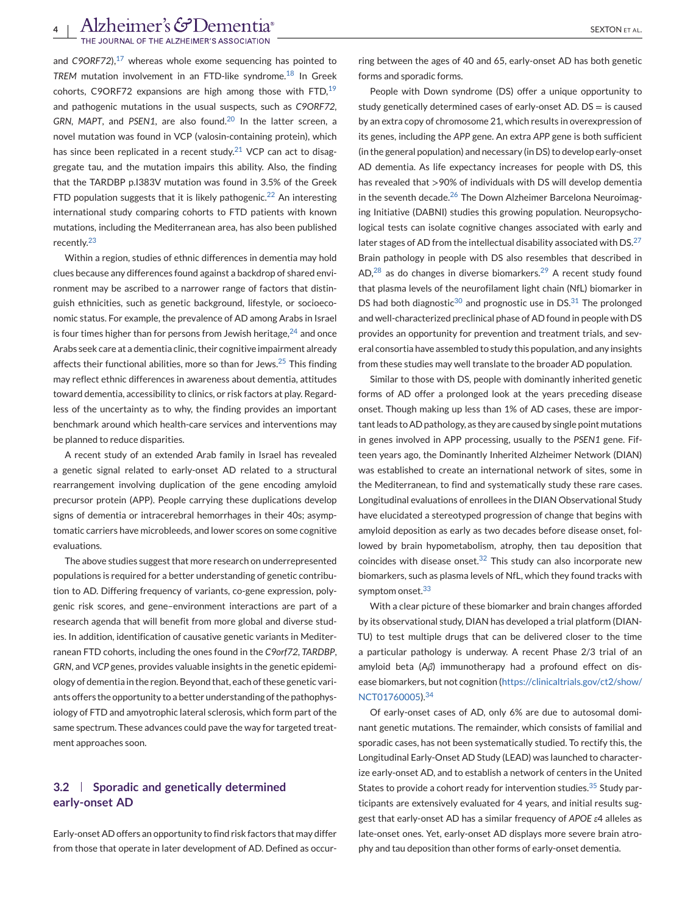and *C9ORF72*),[17] whereas whole exome sequencing has pointed to *TREM* mutation involvement in an FTD-like syndrome.[18] In Greek cohorts, C9ORF72 expansions are high among those with FTD,[19] and pathogenic mutations in the usual suspects, such as *C9ORF72*, *GRN*, *MAPT*, and *PSEN1*, are also found.[20] In the latter screen, a novel mutation was found in VCP (valosin-containing protein), which has since been replicated in a recent study.[21] VCP can act to disaggregate tau, and the mutation impairs this ability. Also, the finding that the TARDBP p.I383V mutation was found in 3.5% of the Greek FTD population suggests that it is likely pathogenic.[22] An interesting international study comparing cohorts to FTD patients with known mutations, including the Mediterranean area, has also been published recently.[23]

Within a region, studies of ethnic differences in dementia may hold clues because any differences found against a backdrop of shared environment may be ascribed to a narrower range of factors that distinguish ethnicities, such as genetic background, lifestyle, or socioeconomic status. For example, the prevalence of AD among Arabs in Israel is four times higher than for persons from Jewish heritage,[24] and once Arabs seek care at a dementia clinic, their cognitive impairment already affects their functional abilities, more so than for Jews.[25] This finding may reflect ethnic differences in awareness about dementia, attitudes toward dementia, accessibility to clinics, or risk factors at play. Regardless of the uncertainty as to why, the finding provides an important benchmark around which health-care services and interventions may be planned to reduce disparities.

A recent study of an extended Arab family in Israel has revealed a genetic signal related to early-onset AD related to a structural rearrangement involving duplication of the gene encoding amyloid precursor protein (APP). People carrying these duplications develop signs of dementia or intracerebral hemorrhages in their 40s; asymptomatic carriers have microbleeds, and lower scores on some cognitive evaluations.

The above studies suggest that more research on underrepresented populations is required for a better understanding of genetic contribution to AD. Differing frequency of variants, co-gene expression, polygenic risk scores, and gene–environment interactions are part of a research agenda that will benefit from more global and diverse studies. In addition, identification of causative genetic variants in Mediterranean FTD cohorts, including the ones found in the *C9orf72*, *TARDBP*, *GRN*, and *VCP* genes, provides valuable insights in the genetic epidemiology of dementia in the region. Beyond that, each of these genetic variants offers the opportunity to a better understanding of the pathophysiology of FTD and amyotrophic lateral sclerosis, which form part of the same spectrum. These advances could pave the way for targeted treatment approaches soon.

### 3.2 | Sporadic and genetically determined early-onset AD

Early-onset AD offers an opportunity to find risk factors that may differ from those that operate in later development of AD. Defined as occurring between the ages of 40 and 65, early-onset AD has both genetic forms and sporadic forms.

People with Down syndrome (DS) offer a unique opportunity to study genetically determined cases of early-onset AD. DS = is caused by an extra copy of chromosome 21, which results in overexpression of its genes, including the *APP* gene. An extra *APP* gene is both sufficient (in the general population) and necessary (in DS) to develop early-onset AD dementia. As life expectancy increases for people with DS, this has revealed that >90% of individuals with DS will develop dementia in the seventh decade.[26] The Down Alzheimer Barcelona Neuroimaging Initiative (DABNI) studies this growing population. Neuropsychological tests can isolate cognitive changes associated with early and later stages of AD from the intellectual disability associated with DS.[27] Brain pathology in people with DS also resembles that described in AD,[28] as do changes in diverse biomarkers.[29] A recent study found that plasma levels of the neurofilament light chain (NfL) biomarker in DS had both diagnostic[30] and prognostic use in DS.[31] The prolonged and well-characterized preclinical phase of AD found in people with DS provides an opportunity for prevention and treatment trials, and several consortia have assembled to study this population, and any insights from these studies may well translate to the broader AD population.

Similar to those with DS, people with dominantly inherited genetic forms of AD offer a prolonged look at the years preceding disease onset. Though making up less than 1% of AD cases, these are important leads to AD pathology, as they are caused by single point mutations in genes involved in APP processing, usually to the *PSEN1* gene. Fifteen years ago, the Dominantly Inherited Alzheimer Network (DIAN) was established to create an international network of sites, some in the Mediterranean, to find and systematically study these rare cases. Longitudinal evaluations of enrollees in the DIAN Observational Study have elucidated a stereotyped progression of change that begins with amyloid deposition as early as two decades before disease onset, followed by brain hypometabolism, atrophy, then tau deposition that coincides with disease onset.[32] This study can also incorporate new biomarkers, such as plasma levels of NfL, which they found tracks with symptom onset.[33]

With a clear picture of these biomarker and brain changes afforded by its observational study, DIAN has developed a trial platform (DIAN-TU) to test multiple drugs that can be delivered closer to the time a particular pathology is underway. A recent Phase 2/3 trial of an amyloid beta (A$\beta$) immunotherapy had a profound effect on disease biomarkers, but not cognition (https://clinicaltrials.gov/ct2/show/NCT01760005).[34]

Of early-onset cases of AD, only 6% are due to autosomal dominant genetic mutations. The remainder, which consists of familial and sporadic cases, has not been systematically studied. To rectify this, the Longitudinal Early-Onset AD Study (LEAD) was launched to characterize early-onset AD, and to establish a network of centers in the United States to provide a cohort ready for intervention studies.[35] Study participants are extensively evaluated for 4 years, and initial results suggest that early-onset AD has a similar frequency of *APOE* $\varepsilon$4 alleles as late-onset ones. Yet, early-onset AD displays more severe brain atrophy and tau deposition than other forms of early-onset dementia.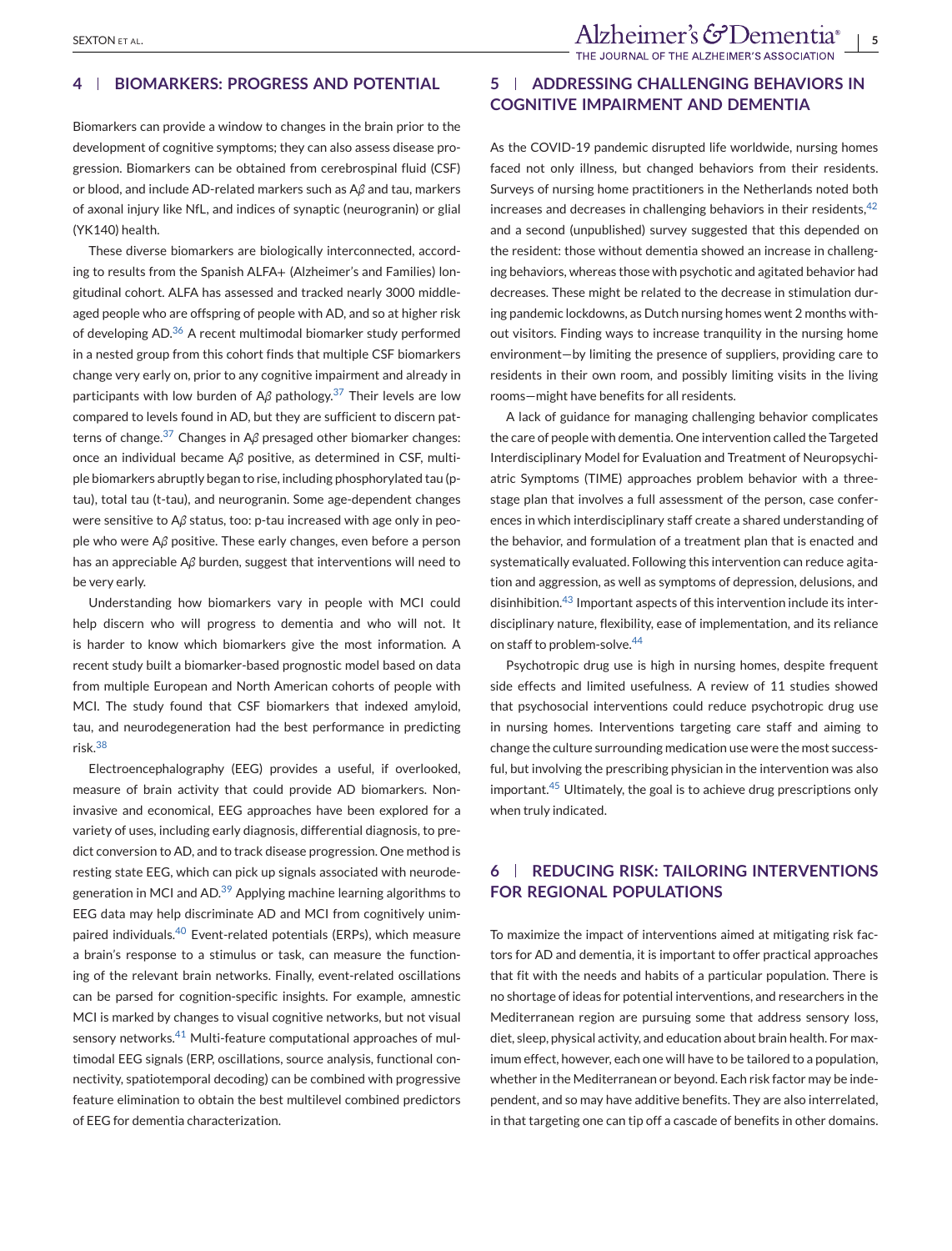## 4 | BIOMARKERS: PROGRESS AND POTENTIAL

Biomarkers can provide a window to changes in the brain prior to the development of cognitive symptoms; they can also assess disease progression. Biomarkers can be obtained from cerebrospinal fluid (CSF) or blood, and include AD-related markers such as A*β* and tau, markers of axonal injury like NfL, and indices of synaptic (neurogranin) or glial (YK140) health.

These diverse biomarkers are biologically interconnected, according to results from the Spanish ALFA+ (Alzheimer's and Families) longitudinal cohort. ALFA has assessed and tracked nearly 3000 middle-aged people who are offspring of people with AD, and so at higher risk of developing AD.[36] A recent multimodal biomarker study performed in a nested group from this cohort finds that multiple CSF biomarkers change very early on, prior to any cognitive impairment and already in participants with low burden of A*β* pathology.[37] Their levels are low compared to levels found in AD, but they are sufficient to discern patterns of change.[37] Changes in A*β* presaged other biomarker changes: once an individual became A*β* positive, as determined in CSF, multiple biomarkers abruptly began to rise, including phosphorylated tau (p-tau), total tau (t-tau), and neurogranin. Some age-dependent changes were sensitive to A*β* status, too: p-tau increased with age only in people who were A*β* positive. These early changes, even before a person has an appreciable A*β* burden, suggest that interventions will need to be very early.

Understanding how biomarkers vary in people with MCI could help discern who will progress to dementia and who will not. It is harder to know which biomarkers give the most information. A recent study built a biomarker-based prognostic model based on data from multiple European and North American cohorts of people with MCI. The study found that CSF biomarkers that indexed amyloid, tau, and neurodegeneration had the best performance in predicting risk.[38]

Electroencephalography (EEG) provides a useful, if overlooked, measure of brain activity that could provide AD biomarkers. Non-invasive and economical, EEG approaches have been explored for a variety of uses, including early diagnosis, differential diagnosis, to predict conversion to AD, and to track disease progression. One method is resting state EEG, which can pick up signals associated with neurodegeneration in MCI and AD.[39] Applying machine learning algorithms to EEG data may help discriminate AD and MCI from cognitively unimpaired individuals.[40] Event-related potentials (ERPs), which measure a brain's response to a stimulus or task, can measure the functioning of the relevant brain networks. Finally, event-related oscillations can be parsed for cognition-specific insights. For example, amnestic MCI is marked by changes to visual cognitive networks, but not visual sensory networks.[41] Multi-feature computational approaches of multimodal EEG signals (ERP, oscillations, source analysis, functional connectivity, spatiotemporal decoding) can be combined with progressive feature elimination to obtain the best multilevel combined predictors of EEG for dementia characterization.

## 5 | ADDRESSING CHALLENGING BEHAVIORS IN COGNITIVE IMPAIRMENT AND DEMENTIA

As the COVID-19 pandemic disrupted life worldwide, nursing homes faced not only illness, but changed behaviors from their residents. Surveys of nursing home practitioners in the Netherlands noted both increases and decreases in challenging behaviors in their residents,[42] and a second (unpublished) survey suggested that this depended on the resident: those without dementia showed an increase in challenging behaviors, whereas those with psychotic and agitated behavior had decreases. These might be related to the decrease in stimulation during pandemic lockdowns, as Dutch nursing homes went 2 months without visitors. Finding ways to increase tranquility in the nursing home environment—by limiting the presence of suppliers, providing care to residents in their own room, and possibly limiting visits in the living rooms—might have benefits for all residents.

A lack of guidance for managing challenging behavior complicates the care of people with dementia. One intervention called the Targeted Interdisciplinary Model for Evaluation and Treatment of Neuropsychiatric Symptoms (TIME) approaches problem behavior with a three-stage plan that involves a full assessment of the person, case conferences in which interdisciplinary staff create a shared understanding of the behavior, and formulation of a treatment plan that is enacted and systematically evaluated. Following this intervention can reduce agitation and aggression, as well as symptoms of depression, delusions, and disinhibition.[43] Important aspects of this intervention include its interdisciplinary nature, flexibility, ease of implementation, and its reliance on staff to problem-solve.[44]

Psychotropic drug use is high in nursing homes, despite frequent side effects and limited usefulness. A review of 11 studies showed that psychosocial interventions could reduce psychotropic drug use in nursing homes. Interventions targeting care staff and aiming to change the culture surrounding medication use were the most successful, but involving the prescribing physician in the intervention was also important.[45] Ultimately, the goal is to achieve drug prescriptions only when truly indicated.

## 6 | REDUCING RISK: TAILORING INTERVENTIONS FOR REGIONAL POPULATIONS

To maximize the impact of interventions aimed at mitigating risk factors for AD and dementia, it is important to offer practical approaches that fit with the needs and habits of a particular population. There is no shortage of ideas for potential interventions, and researchers in the Mediterranean region are pursuing some that address sensory loss, diet, sleep, physical activity, and education about brain health. For maximum effect, however, each one will have to be tailored to a population, whether in the Mediterranean or beyond. Each risk factor may be independent, and so may have additive benefits. They are also interrelated, in that targeting one can tip off a cascade of benefits in other domains.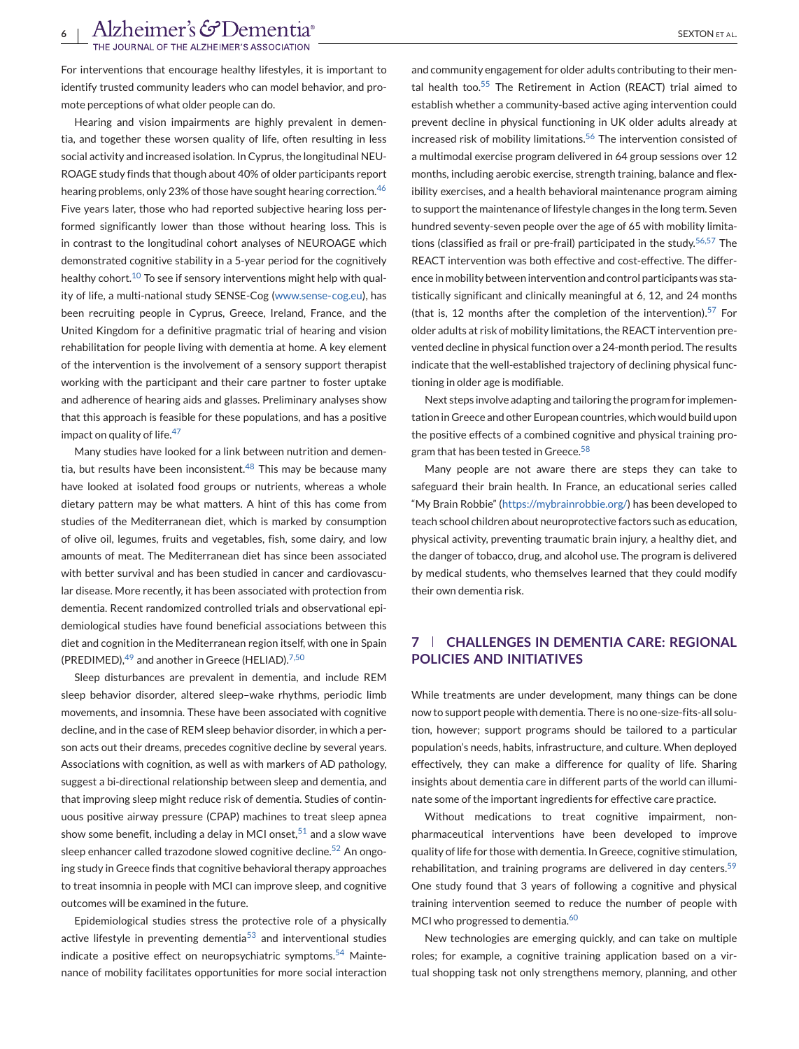For interventions that encourage healthy lifestyles, it is important to identify trusted community leaders who can model behavior, and promote perceptions of what older people can do.

Hearing and vision impairments are highly prevalent in dementia, and together these worsen quality of life, often resulting in less social activity and increased isolation. In Cyprus, the longitudinal NEUROAGE study finds that though about 40% of older participants report hearing problems, only 23% of those have sought hearing correction.[46] Five years later, those who had reported subjective hearing loss performed significantly lower than those without hearing loss. This is in contrast to the longitudinal cohort analyses of NEUROAGE which demonstrated cognitive stability in a 5-year period for the cognitively healthy cohort.[10] To see if sensory interventions might help with quality of life, a multi-national study SENSE-Cog (www.sense-cog.eu), has been recruiting people in Cyprus, Greece, Ireland, France, and the United Kingdom for a definitive pragmatic trial of hearing and vision rehabilitation for people living with dementia at home. A key element of the intervention is the involvement of a sensory support therapist working with the participant and their care partner to foster uptake and adherence of hearing aids and glasses. Preliminary analyses show that this approach is feasible for these populations, and has a positive impact on quality of life.[47]

Many studies have looked for a link between nutrition and dementia, but results have been inconsistent.[48] This may be because many have looked at isolated food groups or nutrients, whereas a whole dietary pattern may be what matters. A hint of this has come from studies of the Mediterranean diet, which is marked by consumption of olive oil, legumes, fruits and vegetables, fish, some dairy, and low amounts of meat. The Mediterranean diet has since been associated with better survival and has been studied in cancer and cardiovascular disease. More recently, it has been associated with protection from dementia. Recent randomized controlled trials and observational epidemiological studies have found beneficial associations between this diet and cognition in the Mediterranean region itself, with one in Spain (PREDIMED),[49] and another in Greece (HELIAD).[7,50]

Sleep disturbances are prevalent in dementia, and include REM sleep behavior disorder, altered sleep–wake rhythms, periodic limb movements, and insomnia. These have been associated with cognitive decline, and in the case of REM sleep behavior disorder, in which a person acts out their dreams, precedes cognitive decline by several years. Associations with cognition, as well as with markers of AD pathology, suggest a bi-directional relationship between sleep and dementia, and that improving sleep might reduce risk of dementia. Studies of continuous positive airway pressure (CPAP) machines to treat sleep apnea show some benefit, including a delay in MCI onset,[51] and a slow wave sleep enhancer called trazodone slowed cognitive decline.[52] An ongoing study in Greece finds that cognitive behavioral therapy approaches to treat insomnia in people with MCI can improve sleep, and cognitive outcomes will be examined in the future.

Epidemiological studies stress the protective role of a physically active lifestyle in preventing dementia[53] and interventional studies indicate a positive effect on neuropsychiatric symptoms.[54] Maintenance of mobility facilitates opportunities for more social interaction and community engagement for older adults contributing to their mental health too.[55] The Retirement in Action (REACT) trial aimed to establish whether a community-based active aging intervention could prevent decline in physical functioning in UK older adults already at increased risk of mobility limitations.[56] The intervention consisted of a multimodal exercise program delivered in 64 group sessions over 12 months, including aerobic exercise, strength training, balance and flexibility exercises, and a health behavioral maintenance program aiming to support the maintenance of lifestyle changes in the long term. Seven hundred seventy-seven people over the age of 65 with mobility limitations (classified as frail or pre-frail) participated in the study.[56,57] The REACT intervention was both effective and cost-effective. The difference in mobility between intervention and control participants was statistically significant and clinically meaningful at 6, 12, and 24 months (that is, 12 months after the completion of the intervention).[57] For older adults at risk of mobility limitations, the REACT intervention prevented decline in physical function over a 24-month period. The results indicate that the well-established trajectory of declining physical functioning in older age is modifiable.

Next steps involve adapting and tailoring the program for implementation in Greece and other European countries, which would build upon the positive effects of a combined cognitive and physical training program that has been tested in Greece.[58]

Many people are not aware there are steps they can take to safeguard their brain health. In France, an educational series called "My Brain Robbie" (https://mybrainrobbie.org/) has been developed to teach school children about neuroprotective factors such as education, physical activity, preventing traumatic brain injury, a healthy diet, and the danger of tobacco, drug, and alcohol use. The program is delivered by medical students, who themselves learned that they could modify their own dementia risk.

## 7 | CHALLENGES IN DEMENTIA CARE: REGIONAL POLICIES AND INITIATIVES

While treatments are under development, many things can be done now to support people with dementia. There is no one-size-fits-all solution, however; support programs should be tailored to a particular population's needs, habits, infrastructure, and culture. When deployed effectively, they can make a difference for quality of life. Sharing insights about dementia care in different parts of the world can illuminate some of the important ingredients for effective care practice.

Without medications to treat cognitive impairment, non-pharmaceutical interventions have been developed to improve quality of life for those with dementia. In Greece, cognitive stimulation, rehabilitation, and training programs are delivered in day centers.[59] One study found that 3 years of following a cognitive and physical training intervention seemed to reduce the number of people with MCI who progressed to dementia.[60]

New technologies are emerging quickly, and can take on multiple roles; for example, a cognitive training application based on a virtual shopping task not only strengthens memory, planning, and other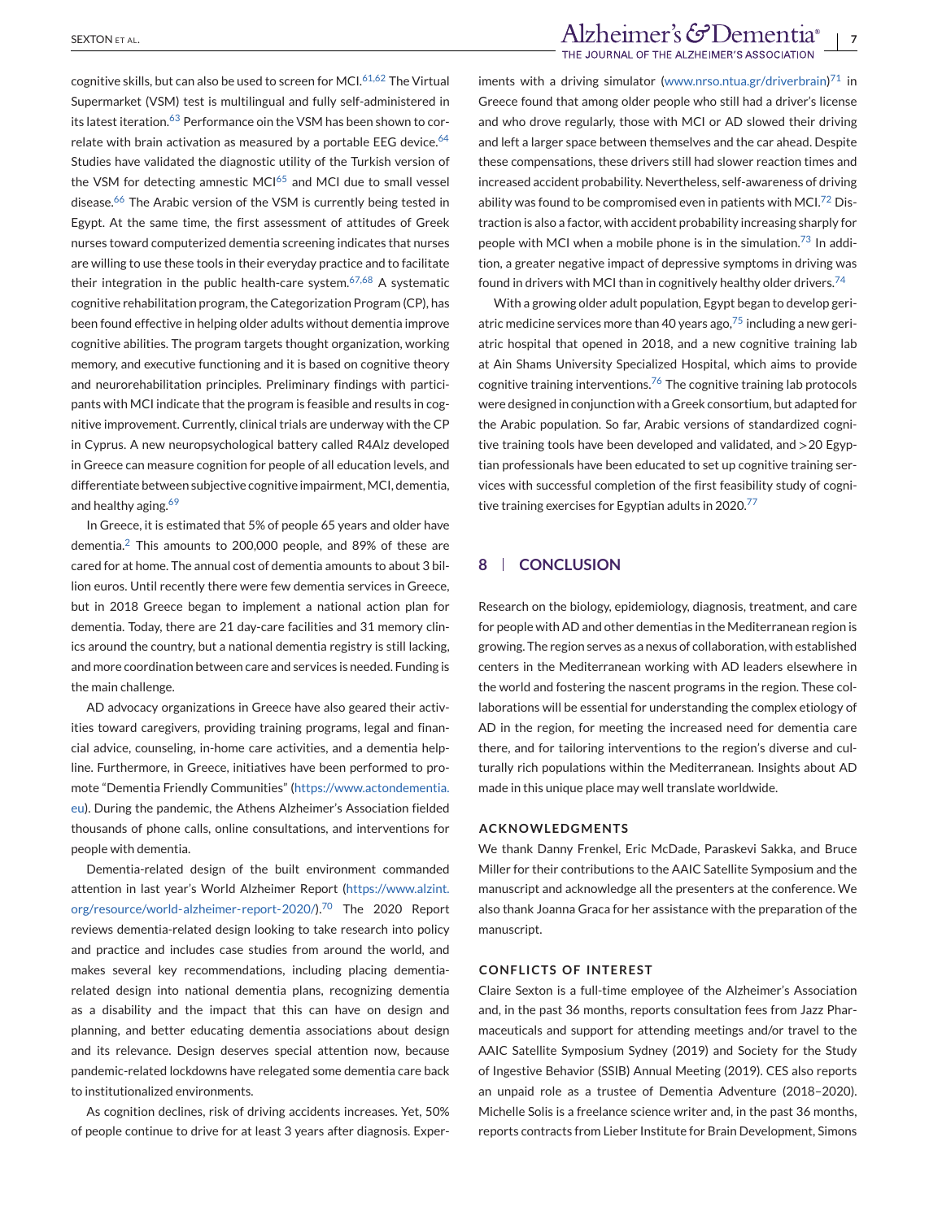cognitive skills, but can also be used to screen for MCI.[61,62] The Virtual Supermarket (VSM) test is multilingual and fully self-administered in its latest iteration.[63] Performance oin the VSM has been shown to correlate with brain activation as measured by a portable EEG device.[64] Studies have validated the diagnostic utility of the Turkish version of the VSM for detecting amnestic MCI[65] and MCI due to small vessel disease.[66] The Arabic version of the VSM is currently being tested in Egypt. At the same time, the first assessment of attitudes of Greek nurses toward computerized dementia screening indicates that nurses are willing to use these tools in their everyday practice and to facilitate their integration in the public health-care system.[67,68] A systematic cognitive rehabilitation program, the Categorization Program (CP), has been found effective in helping older adults without dementia improve cognitive abilities. The program targets thought organization, working memory, and executive functioning and it is based on cognitive theory and neurorehabilitation principles. Preliminary findings with participants with MCI indicate that the program is feasible and results in cognitive improvement. Currently, clinical trials are underway with the CP in Cyprus. A new neuropsychological battery called R4Alz developed in Greece can measure cognition for people of all education levels, and differentiate between subjective cognitive impairment, MCI, dementia, and healthy aging.[69]

In Greece, it is estimated that 5% of people 65 years and older have dementia.[2] This amounts to 200,000 people, and 89% of these are cared for at home. The annual cost of dementia amounts to about 3 billion euros. Until recently there were few dementia services in Greece, but in 2018 Greece began to implement a national action plan for dementia. Today, there are 21 day-care facilities and 31 memory clinics around the country, but a national dementia registry is still lacking, and more coordination between care and services is needed. Funding is the main challenge.

AD advocacy organizations in Greece have also geared their activities toward caregivers, providing training programs, legal and financial advice, counseling, in-home care activities, and a dementia helpline. Furthermore, in Greece, initiatives have been performed to promote "Dementia Friendly Communities" (https://www.actondementia.eu). During the pandemic, the Athens Alzheimer's Association fielded thousands of phone calls, online consultations, and interventions for people with dementia.

Dementia-related design of the built environment commanded attention in last year's World Alzheimer Report (https://www.alzint.org/resource/world-alzheimer-report-2020/).[70] The 2020 Report reviews dementia-related design looking to take research into policy and practice and includes case studies from around the world, and makes several key recommendations, including placing dementia-related design into national dementia plans, recognizing dementia as a disability and the impact that this can have on design and planning, and better educating dementia associations about design and its relevance. Design deserves special attention now, because pandemic-related lockdowns have relegated some dementia care back to institutionalized environments.

As cognition declines, risk of driving accidents increases. Yet, 50% of people continue to drive for at least 3 years after diagnosis. Experiments with a driving simulator (www.nrso.ntua.gr/driverbrain)[71] in Greece found that among older people who still had a driver's license and who drove regularly, those with MCI or AD slowed their driving and left a larger space between themselves and the car ahead. Despite these compensations, these drivers still had slower reaction times and increased accident probability. Nevertheless, self-awareness of driving ability was found to be compromised even in patients with MCI.[72] Distraction is also a factor, with accident probability increasing sharply for people with MCI when a mobile phone is in the simulation.[73] In addition, a greater negative impact of depressive symptoms in driving was found in drivers with MCI than in cognitively healthy older drivers.[74]

With a growing older adult population, Egypt began to develop geriatric medicine services more than 40 years ago,[75] including a new geriatric hospital that opened in 2018, and a new cognitive training lab at Ain Shams University Specialized Hospital, which aims to provide cognitive training interventions.[76] The cognitive training lab protocols were designed in conjunction with a Greek consortium, but adapted for the Arabic population. So far, Arabic versions of standardized cognitive training tools have been developed and validated, and >20 Egyptian professionals have been educated to set up cognitive training services with successful completion of the first feasibility study of cognitive training exercises for Egyptian adults in 2020.[77]

## 8 | CONCLUSION

Research on the biology, epidemiology, diagnosis, treatment, and care for people with AD and other dementias in the Mediterranean region is growing. The region serves as a nexus of collaboration, with established centers in the Mediterranean working with AD leaders elsewhere in the world and fostering the nascent programs in the region. These collaborations will be essential for understanding the complex etiology of AD in the region, for meeting the increased need for dementia care there, and for tailoring interventions to the region's diverse and culturally rich populations within the Mediterranean. Insights about AD made in this unique place may well translate worldwide.

### ACKNOWLEDGMENTS

We thank Danny Frenkel, Eric McDade, Paraskevi Sakka, and Bruce Miller for their contributions to the AAIC Satellite Symposium and the manuscript and acknowledge all the presenters at the conference. We also thank Joanna Graca for her assistance with the preparation of the manuscript.

### CONFLICTS OF INTEREST

Claire Sexton is a full-time employee of the Alzheimer's Association and, in the past 36 months, reports consultation fees from Jazz Pharmaceuticals and support for attending meetings and/or travel to the AAIC Satellite Symposium Sydney (2019) and Society for the Study of Ingestive Behavior (SSIB) Annual Meeting (2019). CES also reports an unpaid role as a trustee of Dementia Adventure (2018–2020). Michelle Solis is a freelance science writer and, in the past 36 months, reports contracts from Lieber Institute for Brain Development, Simons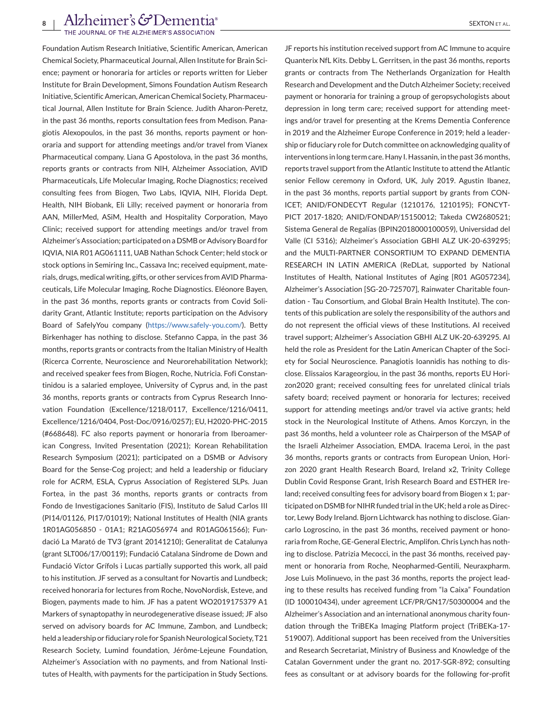Foundation Autism Research Initiative, Scientific American, American Chemical Society, Pharmaceutical Journal, Allen Institute for Brain Science; payment or honoraria for articles or reports written for Lieber Institute for Brain Development, Simons Foundation Autism Research Initiative, Scientific American, American Chemical Society, Pharmaceutical Journal, Allen Institute for Brain Science. Judith Aharon-Peretz, in the past 36 months, reports consultation fees from Medison. Panagiotis Alexopoulos, in the past 36 months, reports payment or honoraria and support for attending meetings and/or travel from Vianex Pharmaceutical company. Liana G Apostolova, in the past 36 months, reports grants or contracts from NIH, Alzheimer Association, AVID Pharmaceuticals, Life Molecular Imaging, Roche Diagnostics; received consulting fees from Biogen, Two Labs, IQVIA, NIH, Florida Dept. Health, NIH Biobank, Eli Lilly; received payment or honoraria from AAN, MillerMed, ASiM, Health and Hospitality Corporation, Mayo Clinic; received support for attending meetings and/or travel from Alzheimer's Association; participated on a DSMB or Advisory Board for IQVIA, NIA R01 AG061111, UAB Nathan Schock Center; held stock or stock options in Semiring Inc., Cassava Inc; received equipment, materials, drugs, medical writing, gifts, or other services from AVID Pharmaceuticals, Life Molecular Imaging, Roche Diagnostics. Eléonore Bayen, in the past 36 months, reports grants or contracts from Covid Solidarity Grant, Atlantic Institute; reports participation on the Advisory Board of SafelyYou company (https://www.safely-you.com/). Betty Birkenhager has nothing to disclose. Stefanno Cappa, in the past 36 months, reports grants or contracts from the Italian Ministry of Health (Ricerca Corrente, Neuroscience and Neurorehabilitation Network); and received speaker fees from Biogen, Roche, Nutricia. Fofi Constantinidou is a salaried employee, University of Cyprus and, in the past 36 months, reports grants or contracts from Cyprus Research Innovation Foundation (Excellence/1218/0117, Excellence/1216/0411, Excellence/1216/0404, Post-Doc/0916/0257); EU, H2020-PHC-2015 (#668648). FC also reports payment or honoraria from Iberoamerican Congress, Invited Presentation (2021); Korean Rehabilitation Research Symposium (2021); participated on a DSMB or Advisory Board for the Sense-Cog project; and held a leadership or fiduciary role for ACRM, ESLA, Cyprus Association of Registered SLPs. Juan Fortea, in the past 36 months, reports grants or contracts from Fondo de Investigaciones Sanitario (FIS), Instituto de Salud Carlos III (PI14/01126, PI17/01019); National Institutes of Health (NIA grants 1R01AG056850 - 01A1; R21AG056974 and R01AG061566); Fundació La Marató de TV3 (grant 20141210); Generalitat de Catalunya (grant SLT006/17/00119); Fundació Catalana Síndrome de Down and Fundació Víctor Grífols i Lucas partially supported this work, all paid to his institution. JF served as a consultant for Novartis and Lundbeck; received honoraria for lectures from Roche, NovoNordisk, Esteve, and Biogen, payments made to him. JF has a patent WO2019175379 A1 Markers of synaptopathy in neurodegenerative disease issued; JF also served on advisory boards for AC Immune, Zambon, and Lundbeck; held a leadership or fiduciary role for Spanish Neurological Society, T21 Research Society, Lumind foundation, Jérôme-Lejeune Foundation, Alzheimer's Association with no payments, and from National Institutes of Health, with payments for the participation in Study Sections. JF reports his institution received support from AC Immune to acquire Quanterix NfL Kits. Debby L. Gerritsen, in the past 36 months, reports grants or contracts from The Netherlands Organization for Health Research and Development and the Dutch Alzheimer Society; received payment or honoraria for training a group of geropsychologists about depression in long term care; received support for attending meetings and/or travel for presenting at the Krems Dementia Conference in 2019 and the Alzheimer Europe Conference in 2019; held a leadership or fiduciary role for Dutch committee on acknowledging quality of interventions in long term care. Hany I. Hassanin, in the past 36 months, reports travel support from the Atlantic Institute to attend the Atlantic senior Fellow ceremony in Oxford, UK, July 2019. Agustin Ibanez, in the past 36 months, reports partial support by grants from CONICET; ANID/FONDECYT Regular (1210176, 1210195); FONCYT-PICT 2017-1820; ANID/FONDAP/15150012; Takeda CW2680521; Sistema General de Regalías (BPIN2018000100059), Universidad del Valle (CI 5316); Alzheimer's Association GBHI ALZ UK-20-639295; and the MULTI-PARTNER CONSORTIUM TO EXPAND DEMENTIA RESEARCH IN LATIN AMERICA (ReDLat, supported by National Institutes of Health, National Institutes of Aging [R01 AG057234], Alzheimer's Association [SG-20-725707], Rainwater Charitable foundation - Tau Consortium, and Global Brain Health Institute). The contents of this publication are solely the responsibility of the authors and do not represent the official views of these Institutions. AI received travel support; Alzheimer's Association GBHI ALZ UK-20-639295. AI held the role as President for the Latin American Chapter of the Society for Social Neuroscience. Panagiotis Ioannidis has nothing to disclose. Elissaios Karageorgiou, in the past 36 months, reports EU Horizon2020 grant; received consulting fees for unrelated clinical trials safety board; received payment or honoraria for lectures; received support for attending meetings and/or travel via active grants; held stock in the Neurological Institute of Athens. Amos Korczyn, in the past 36 months, held a volunteer role as Chairperson of the MSAP of the Israeli Alzheimer Association, EMDA. Iracema Leroi, in the past 36 months, reports grants or contracts from European Union, Horizon 2020 grant Health Research Board, Ireland x2, Trinity College Dublin Covid Response Grant, Irish Research Board and ESTHER Ireland; received consulting fees for advisory board from Biogen x 1; participated on DSMB for NIHR funded trial in the UK; held a role as Director, Lewy Body Ireland. Bjorn Lichtwarck has nothing to disclose. Giancarlo Logroscino, in the past 36 months, received payment or honoraria from Roche, GE-General Electric, Amplifon. Chris Lynch has nothing to disclose. Patrizia Mecocci, in the past 36 months, received payment or honoraria from Roche, Neopharmed-Gentili, Neuraxpharm. Jose Luis Molinuevo, in the past 36 months, reports the project leading to these results has received funding from "la Caixa" Foundation (ID 100010434), under agreement LCF/PR/GN17/50300004 and the Alzheimer's Association and an international anonymous charity foundation through the TriBEKa Imaging Platform project (TriBEKa-17-519007). Additional support has been received from the Universities and Research Secretariat, Ministry of Business and Knowledge of the Catalan Government under the grant no. 2017-SGR-892; consulting fees as consultant or at advisory boards for the following for-profit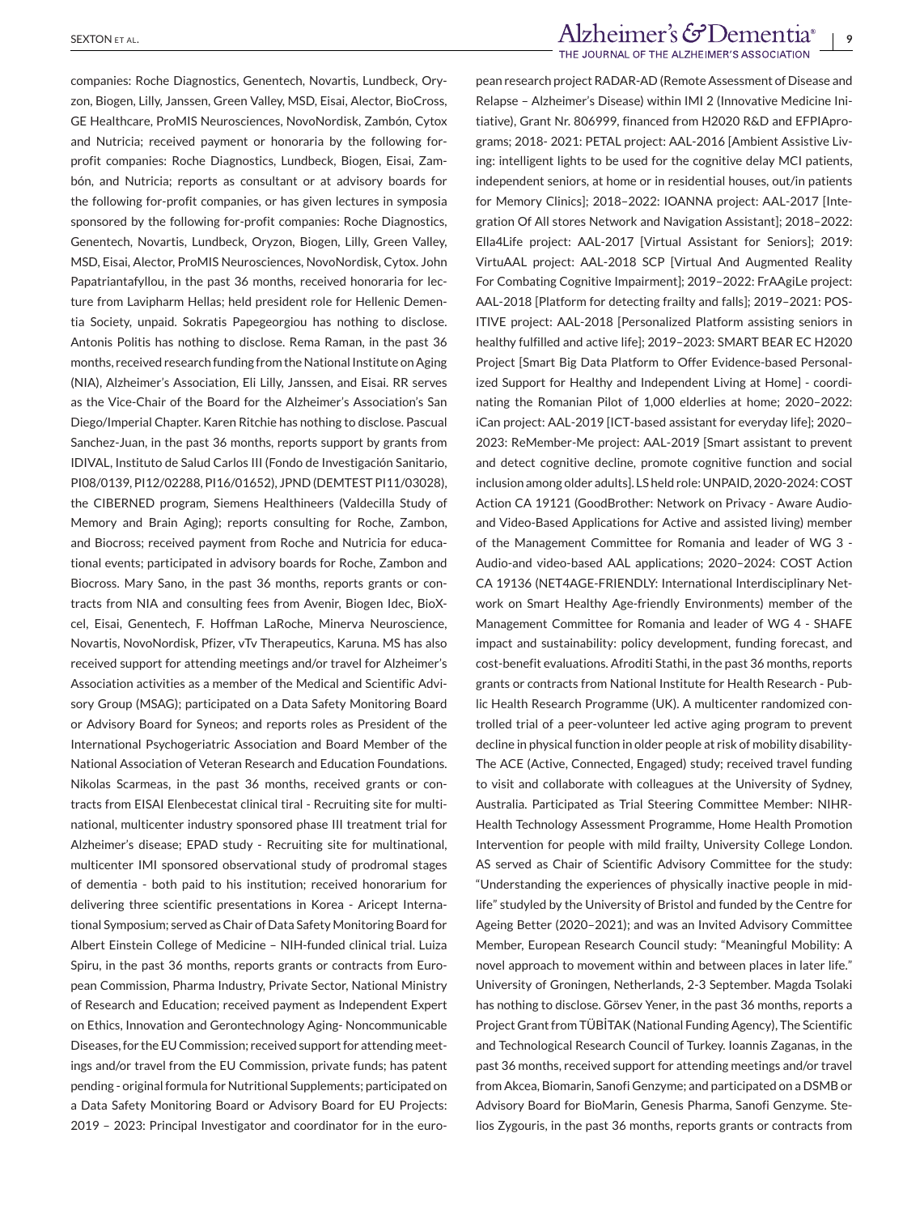companies: Roche Diagnostics, Genentech, Novartis, Lundbeck, Oryzon, Biogen, Lilly, Janssen, Green Valley, MSD, Eisai, Alector, BioCross, GE Healthcare, ProMIS Neurosciences, NovoNordisk, Zambón, Cytox and Nutricia; received payment or honoraria by the following for-profit companies: Roche Diagnostics, Lundbeck, Biogen, Eisai, Zambón, and Nutricia; reports as consultant or at advisory boards for the following for-profit companies, or has given lectures in symposia sponsored by the following for-profit companies: Roche Diagnostics, Genentech, Novartis, Lundbeck, Oryzon, Biogen, Lilly, Green Valley, MSD, Eisai, Alector, ProMIS Neurosciences, NovoNordisk, Cytox. John Papatriantafyllou, in the past 36 months, received honoraria for lecture from Lavipharm Hellas; held president role for Hellenic Dementia Society, unpaid. Sokratis Papegeorgiou has nothing to disclose. Antonis Politis has nothing to disclose. Rema Raman, in the past 36 months, received research funding from the National Institute on Aging (NIA), Alzheimer's Association, Eli Lilly, Janssen, and Eisai. RR serves as the Vice-Chair of the Board for the Alzheimer's Association's San Diego/Imperial Chapter. Karen Ritchie has nothing to disclose. Pascual Sanchez-Juan, in the past 36 months, reports support by grants from IDIVAL, Instituto de Salud Carlos III (Fondo de Investigación Sanitario, PI08/0139, PI12/02288, PI16/01652), JPND (DEMTEST PI11/03028), the CIBERNED program, Siemens Healthineers (Valdecilla Study of Memory and Brain Aging); reports consulting for Roche, Zambon, and Biocross; received payment from Roche and Nutricia for educational events; participated in advisory boards for Roche, Zambon and Biocross. Mary Sano, in the past 36 months, reports grants or contracts from NIA and consulting fees from Avenir, Biogen Idec, BioXcel, Eisai, Genentech, F. Hoffman LaRoche, Minerva Neuroscience, Novartis, NovoNordisk, Pfizer, vTv Therapeutics, Karuna. MS has also received support for attending meetings and/or travel for Alzheimer's Association activities as a member of the Medical and Scientific Advisory Group (MSAG); participated on a Data Safety Monitoring Board or Advisory Board for Syneos; and reports roles as President of the International Psychogeriatric Association and Board Member of the National Association of Veteran Research and Education Foundations. Nikolas Scarmeas, in the past 36 months, received grants or contracts from EISAI Elenbecestat clinical tiral - Recruiting site for multinational, multicenter industry sponsored phase III treatment trial for Alzheimer's disease; EPAD study - Recruiting site for multinational, multicenter IMI sponsored observational study of prodromal stages of dementia - both paid to his institution; received honorarium for delivering three scientific presentations in Korea - Aricept International Symposium; served as Chair of Data Safety Monitoring Board for Albert Einstein College of Medicine – NIH-funded clinical trial. Luiza Spiru, in the past 36 months, reports grants or contracts from European Commission, Pharma Industry, Private Sector, National Ministry of Research and Education; received payment as Independent Expert on Ethics, Innovation and Gerontechnology Aging- Noncommunicable Diseases, for the EU Commission; received support for attending meetings and/or travel from the EU Commission, private funds; has patent pending - original formula for Nutritional Supplements; participated on a Data Safety Monitoring Board or Advisory Board for EU Projects: 2019 – 2023: Principal Investigator and coordinator for in the european research project RADAR-AD (Remote Assessment of Disease and Relapse – Alzheimer's Disease) within IMI 2 (Innovative Medicine Initiative), Grant Nr. 806999, financed from H2020 R&D and EFPIAprograms; 2018- 2021: PETAL project: AAL-2016 [Ambient Assistive Living: intelligent lights to be used for the cognitive delay MCI patients, independent seniors, at home or in residential houses, out/in patients for Memory Clinics]; 2018–2022: IOANNA project: AAL-2017 [Integration Of All stores Network and Navigation Assistant]; 2018–2022: Ella4Life project: AAL-2017 [Virtual Assistant for Seniors]; 2019: VirtuAAL project: AAL-2018 SCP [Virtual And Augmented Reality For Combating Cognitive Impairment]; 2019–2022: FrAAgiLe project: AAL-2018 [Platform for detecting frailty and falls]; 2019–2021: POSITIVE project: AAL-2018 [Personalized Platform assisting seniors in healthy fulfilled and active life]; 2019–2023: SMART BEAR EC H2020 Project [Smart Big Data Platform to Offer Evidence-based Personalized Support for Healthy and Independent Living at Home] - coordinating the Romanian Pilot of 1,000 elderlies at home; 2020–2022: iCan project: AAL-2019 [ICT-based assistant for everyday life]; 2020–2023: ReMember-Me project: AAL-2019 [Smart assistant to prevent and detect cognitive decline, promote cognitive function and social inclusion among older adults]. LS held role: UNPAID, 2020-2024: COST Action CA 19121 (GoodBrother: Network on Privacy - Aware Audio- and Video-Based Applications for Active and assisted living) member of the Management Committee for Romania and leader of WG 3 - Audio-and video-based AAL applications; 2020–2024: COST Action CA 19136 (NET4AGE-FRIENDLY: International Interdisciplinary Network on Smart Healthy Age-friendly Environments) member of the Management Committee for Romania and leader of WG 4 - SHAFE impact and sustainability: policy development, funding forecast, and cost-benefit evaluations. Afroditi Stathi, in the past 36 months, reports grants or contracts from National Institute for Health Research - Public Health Research Programme (UK). A multicenter randomized controlled trial of a peer-volunteer led active aging program to prevent decline in physical function in older people at risk of mobility disability- The ACE (Active, Connected, Engaged) study; received travel funding to visit and collaborate with colleagues at the University of Sydney, Australia. Participated as Trial Steering Committee Member: NIHR- Health Technology Assessment Programme, Home Health Promotion Intervention for people with mild frailty, University College London. AS served as Chair of Scientific Advisory Committee for the study: "Understanding the experiences of physically inactive people in mid-life" studyled by the University of Bristol and funded by the Centre for Ageing Better (2020–2021); and was an Invited Advisory Committee Member, European Research Council study: "Meaningful Mobility: A novel approach to movement within and between places in later life." University of Groningen, Netherlands, 2-3 September. Magda Tsolaki has nothing to disclose. Görsev Yener, in the past 36 months, reports a Project Grant from TÜBİTAK (National Funding Agency), The Scientific and Technological Research Council of Turkey. Ioannis Zaganas, in the past 36 months, received support for attending meetings and/or travel from Akcea, Biomarin, Sanofi Genzyme; and participated on a DSMB or Advisory Board for BioMarin, Genesis Pharma, Sanofi Genzyme. Stelios Zygouris, in the past 36 months, reports grants or contracts from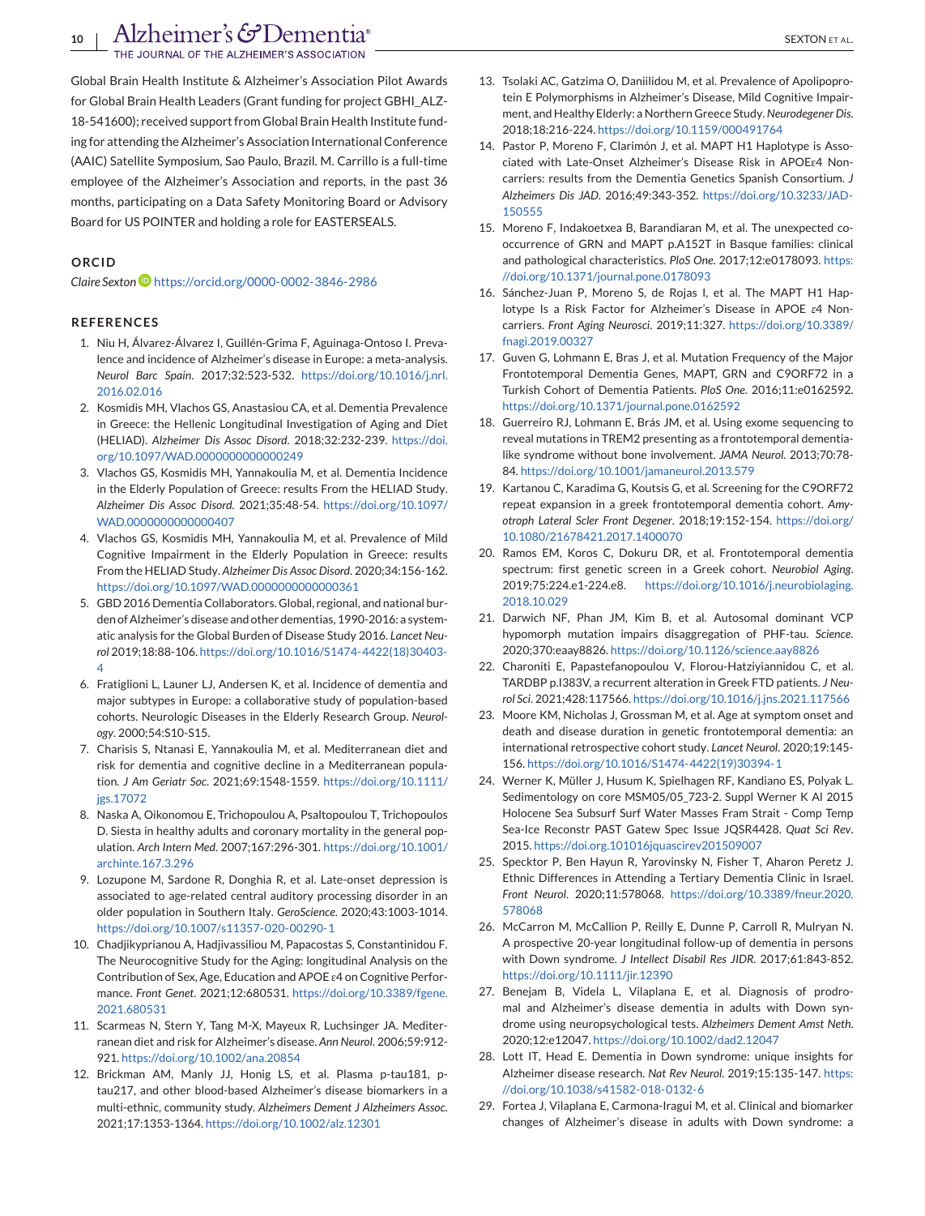Global Brain Health Institute & Alzheimer's Association Pilot Awards for Global Brain Health Leaders (Grant funding for project GBHI_ALZ-18-541600); received support from Global Brain Health Institute funding for attending the Alzheimer's Association International Conference (AAIC) Satellite Symposium, Sao Paulo, Brazil. M. Carrillo is a full-time employee of the Alzheimer's Association and reports, in the past 36 months, participating on a Data Safety Monitoring Board or Advisory Board for US POINTER and holding a role for EASTERSEALS.

## ORCID

*Claire Sexton* https://orcid.org/0000-0002-3846-2986

## REFERENCES

1. Niu H, Álvarez-Álvarez I, Guillén-Grima F, Aguinaga-Ontoso I. Prevalence and incidence of Alzheimer's disease in Europe: a meta-analysis. *Neurol Barc Spain*. 2017;32:523-532. https://doi.org/10.1016/j.nrl.2016.02.016
2. Kosmidis MH, Vlachos GS, Anastasiou CA, et al. Dementia Prevalence in Greece: the Hellenic Longitudinal Investigation of Aging and Diet (HELIAD). *Alzheimer Dis Assoc Disord*. 2018;32:232-239. https://doi.org/10.1097/WAD.0000000000000249
3. Vlachos GS, Kosmidis MH, Yannakoulia M, et al. Dementia Incidence in the Elderly Population of Greece: results From the HELIAD Study. *Alzheimer Dis Assoc Disord*. 2021;35:48-54. https://doi.org/10.1097/WAD.0000000000000407
4. Vlachos GS, Kosmidis MH, Yannakoulia M, et al. Prevalence of Mild Cognitive Impairment in the Elderly Population in Greece: results From the HELIAD Study. *Alzheimer Dis Assoc Disord*. 2020;34:156-162. https://doi.org/10.1097/WAD.0000000000000361
5. GBD 2016 Dementia Collaborators. Global, regional, and national burden of Alzheimer's disease and other dementias, 1990-2016: a systematic analysis for the Global Burden of Disease Study 2016. *Lancet Neurol* 2019;18:88-106. https://doi.org/10.1016/S1474-4422(18)30403-4
6. Fratiglioni L, Launer LJ, Andersen K, et al. Incidence of dementia and major subtypes in Europe: a collaborative study of population-based cohorts. Neurologic Diseases in the Elderly Research Group. *Neurology*. 2000;54:S10-S15.
7. Charisis S, Ntanasi E, Yannakoulia M, et al. Mediterranean diet and risk for dementia and cognitive decline in a Mediterranean population. *J Am Geriatr Soc*. 2021;69:1548-1559. https://doi.org/10.1111/jgs.17072
8. Naska A, Oikonomou E, Trichopoulou A, Psaltopoulou T, Trichopoulos D. Siesta in healthy adults and coronary mortality in the general population. *Arch Intern Med*. 2007;167:296-301. https://doi.org/10.1001/archinte.167.3.296
9. Lozupone M, Sardone R, Donghia R, et al. Late-onset depression is associated to age-related central auditory processing disorder in an older population in Southern Italy. *GeroScience*. 2020;43:1003-1014. https://doi.org/10.1007/s11357-020-00290-1
10. Chadjikyprianou A, Hadjivassiliou M, Papacostas S, Constantinidou F. The Neurocognitive Study for the Aging: longitudinal Analysis on the Contribution of Sex, Age, Education and APOE ε4 on Cognitive Performance. *Front Genet*. 2021;12:680531. https://doi.org/10.3389/fgene.2021.680531
11. Scarmeas N, Stern Y, Tang M-X, Mayeux R, Luchsinger JA. Mediterranean diet and risk for Alzheimer's disease. *Ann Neurol*. 2006;59:912-921. https://doi.org/10.1002/ana.20854
12. Brickman AM, Manly JJ, Honig LS, et al. Plasma p-tau181, p-tau217, and other blood-based Alzheimer's disease biomarkers in a multi-ethnic, community study. *Alzheimers Dement J Alzheimers Assoc*. 2021;17:1353-1364. https://doi.org/10.1002/alz.12301
13. Tsolaki AC, Gatzima O, Daniilidou M, et al. Prevalence of Apolipoprotein E Polymorphisms in Alzheimer's Disease, Mild Cognitive Impairment, and Healthy Elderly: a Northern Greece Study. *Neurodegener Dis*. 2018;18:216-224. https://doi.org/10.1159/000491764
14. Pastor P, Moreno F, Clarimón J, et al. MAPT H1 Haplotype is Associated with Late-Onset Alzheimer's Disease Risk in APOEε4 Noncarriers: results from the Dementia Genetics Spanish Consortium. *J Alzheimers Dis JAD*. 2016;49:343-352. https://doi.org/10.3233/JAD-150555
15. Moreno F, Indakoetxea B, Barandiaran M, et al. The unexpected co-occurrence of GRN and MAPT p.A152T in Basque families: clinical and pathological characteristics. *PloS One*. 2017;12:e0178093. https://doi.org/10.1371/journal.pone.0178093
16. Sánchez-Juan P, Moreno S, de Rojas I, et al. The MAPT H1 Haplotype Is a Risk Factor for Alzheimer's Disease in APOE ε4 Non-carriers. *Front Aging Neurosci*. 2019;11:327. https://doi.org/10.3389/fnagi.2019.00327
17. Guven G, Lohmann E, Bras J, et al. Mutation Frequency of the Major Frontotemporal Dementia Genes, MAPT, GRN and C9ORF72 in a Turkish Cohort of Dementia Patients. *PloS One*. 2016;11:e0162592. https://doi.org/10.1371/journal.pone.0162592
18. Guerreiro RJ, Lohmann E, Brás JM, et al. Using exome sequencing to reveal mutations in TREM2 presenting as a frontotemporal dementia-like syndrome without bone involvement. *JAMA Neurol*. 2013;70:78-84. https://doi.org/10.1001/jamaneurol.2013.579
19. Kartanou C, Karadima G, Koutsis G, et al. Screening for the C9ORF72 repeat expansion in a greek frontotemporal dementia cohort. *Amyotroph Lateral Scler Front Degener*. 2018;19:152-154. https://doi.org/10.1080/21678421.2017.1400070
20. Ramos EM, Koros C, Dokuru DR, et al. Frontotemporal dementia spectrum: first genetic screen in a Greek cohort. *Neurobiol Aging*. 2019;75:224.e1-224.e8. https://doi.org/10.1016/j.neurobiolaging.2018.10.029
21. Darwich NF, Phan JM, Kim B, et al. Autosomal dominant VCP hypomorph mutation impairs disaggregation of PHF-tau. *Science*. 2020;370:eaay8826. https://doi.org/10.1126/science.aay8826
22. Charoniti E, Papastefanopoulou V, Florou-Hatziyiannidou C, et al. TARDBP p.I383V, a recurrent alteration in Greek FTD patients. *J Neurol Sci*. 2021;428:117566. https://doi.org/10.1016/j.jns.2021.117566
23. Moore KM, Nicholas J, Grossman M, et al. Age at symptom onset and death and disease duration in genetic frontotemporal dementia: an international retrospective cohort study. *Lancet Neurol*. 2020;19:145-156. https://doi.org/10.1016/S1474-4422(19)30394-1
24. Werner K, Müller J, Husum K, Spielhagen RF, Kandiano ES, Polyak L. Sedimentology on core MSM05/05_723-2. Suppl Werner K Al 2015 Holocene Sea Subsurf Surf Water Masses Fram Strait - Comp Temp Sea-Ice Reconstr PAST Gatew Spec Issue JQSR4428. *Quat Sci Rev*. 2015. https://doi.org/101016jquascirev201509007
25. Specktor P, Ben Hayun R, Yarovinsky N, Fisher T, Aharon Peretz J. Ethnic Differences in Attending a Tertiary Dementia Clinic in Israel. *Front Neurol*. 2020;11:578068. https://doi.org/10.3389/fneur.2020.578068
26. McCarron M, McCallion P, Reilly E, Dunne P, Carroll R, Mulryan N. A prospective 20-year longitudinal follow-up of dementia in persons with Down syndrome. *J Intellect Disabil Res JIDR*. 2017;61:843-852. https://doi.org/10.1111/jir.12390
27. Benejam B, Videla L, Vilaplana E, et al. Diagnosis of prodromal and Alzheimer's disease dementia in adults with Down syndrome using neuropsychological tests. *Alzheimers Dement Amst Neth*. 2020;12:e12047. https://doi.org/10.1002/dad2.12047
28. Lott IT, Head E. Dementia in Down syndrome: unique insights for Alzheimer disease research. *Nat Rev Neurol*. 2019;15:135-147. https://doi.org/10.1038/s41582-018-0132-6
29. Fortea J, Vilaplana E, Carmona-Iragui M, et al. Clinical and biomarker changes of Alzheimer's disease in adults with Down syndrome: a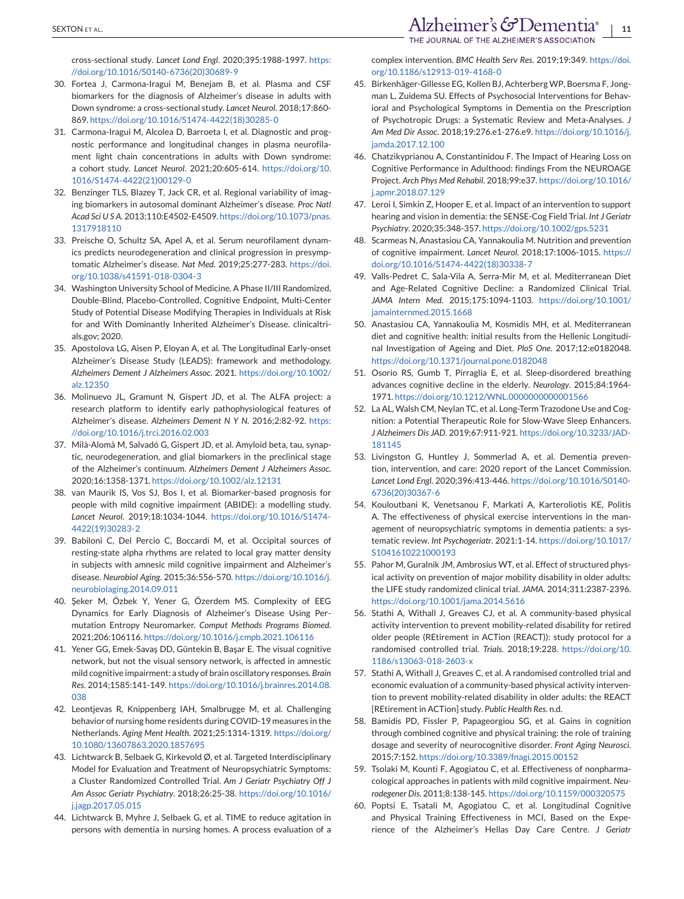cross-sectional study. *Lancet Lond Engl*. 2020;395:1988-1997. https://doi.org/10.1016/S0140-6736(20)30689-9

30. Fortea J, Carmona-Iragui M, Benejam B, et al. Plasma and CSF biomarkers for the diagnosis of Alzheimer's disease in adults with Down syndrome: a cross-sectional study. *Lancet Neurol*. 2018;17:860-869. https://doi.org/10.1016/S1474-4422(18)30285-0
31. Carmona-Iragui M, Alcolea D, Barroeta I, et al. Diagnostic and prognostic performance and longitudinal changes in plasma neurofilament light chain concentrations in adults with Down syndrome: a cohort study. *Lancet Neurol*. 2021;20:605-614. https://doi.org/10.1016/S1474-4422(21)00129-0
32. Benzinger TLS, Blazey T, Jack CR, et al. Regional variability of imaging biomarkers in autosomal dominant Alzheimer's disease. *Proc Natl Acad Sci U S A*. 2013;110:E4502-E4509. https://doi.org/10.1073/pnas.1317918110
33. Preische O, Schultz SA, Apel A, et al. Serum neurofilament dynamics predicts neurodegeneration and clinical progression in presymptomatic Alzheimer's disease. *Nat Med*. 2019;25:277-283. https://doi.org/10.1038/s41591-018-0304-3
34. Washington University School of Medicine. A Phase II/III Randomized, Double-Blind, Placebo-Controlled, Cognitive Endpoint, Multi-Center Study of Potential Disease Modifying Therapies in Individuals at Risk for and With Dominantly Inherited Alzheimer's Disease. clinicaltrials.gov; 2020.
35. Apostolova LG, Aisen P, Eloyan A, et al. The Longitudinal Early-onset Alzheimer's Disease Study (LEADS): framework and methodology. *Alzheimers Dement J Alzheimers Assoc*. 2021. https://doi.org/10.1002/alz.12350
36. Molinuevo JL, Gramunt N, Gispert JD, et al. The ALFA project: a research platform to identify early pathophysiological features of Alzheimer's disease. *Alzheimers Dement N Y N*. 2016;2:82-92. https://doi.org/10.1016/j.trci.2016.02.003
37. Milà-Alomà M, Salvadó G, Gispert JD, et al. Amyloid beta, tau, synaptic, neurodegeneration, and glial biomarkers in the preclinical stage of the Alzheimer's continuum. *Alzheimers Dement J Alzheimers Assoc*. 2020;16:1358-1371. https://doi.org/10.1002/alz.12131
38. van Maurik IS, Vos SJ, Bos I, et al. Biomarker-based prognosis for people with mild cognitive impairment (ABIDE): a modelling study. *Lancet Neurol*. 2019;18:1034-1044. https://doi.org/10.1016/S1474-4422(19)30283-2
39. Babiloni C, Del Percio C, Boccardi M, et al. Occipital sources of resting-state alpha rhythms are related to local gray matter density in subjects with amnesic mild cognitive impairment and Alzheimer's disease. *Neurobiol Aging*. 2015;36:556-570. https://doi.org/10.1016/j.neurobiolaging.2014.09.011
40. Şeker M, Özbek Y, Yener G, Özerdem MS. Complexity of EEG Dynamics for Early Diagnosis of Alzheimer's Disease Using Permutation Entropy Neuromarker. *Comput Methods Programs Biomed*. 2021;206:106116. https://doi.org/10.1016/j.cmpb.2021.106116
41. Yener GG, Emek-Savaş DD, Güntekin B, Başar E. The visual cognitive network, but not the visual sensory network, is affected in amnestic mild cognitive impairment: a study of brain oscillatory responses. *Brain Res*. 2014;1585:141-149. https://doi.org/10.1016/j.brainres.2014.08.038
42. Leontjevas R, Knippenberg IAH, Smalbrugge M, et al. Challenging behavior of nursing home residents during COVID-19 measures in the Netherlands. *Aging Ment Health*. 2021;25:1314-1319. https://doi.org/10.1080/13607863.2020.1857695
43. Lichtwarck B, Selbaek G, Kirkevold Ø, et al. Targeted Interdisciplinary Model for Evaluation and Treatment of Neuropsychiatric Symptoms: a Cluster Randomized Controlled Trial. *Am J Geriatr Psychiatry Off J Am Assoc Geriatr Psychiatry*. 2018;26:25-38. https://doi.org/10.1016/j.jagp.2017.05.015
44. Lichtwarck B, Myhre J, Selbaek G, et al. TIME to reduce agitation in persons with dementia in nursing homes. A process evaluation of a complex intervention. *BMC Health Serv Res*. 2019;19:349. https://doi.org/10.1186/s12913-019-4168-0
45. Birkenhäger-Gillesse EG, Kollen BJ, Achterberg WP, Boersma F, Jongman L, Zuidema SU. Effects of Psychosocial Interventions for Behavioral and Psychological Symptoms in Dementia on the Prescription of Psychotropic Drugs: a Systematic Review and Meta-Analyses. *J Am Med Dir Assoc*. 2018;19:276.e1-276.e9. https://doi.org/10.1016/j.jamda.2017.12.100
46. Chatzikyprianou A, Constantinidou F. The Impact of Hearing Loss on Cognitive Performance in Adulthood: findings From the NEUROAGE Project. *Arch Phys Med Rehabil*. 2018;99:e37. https://doi.org/10.1016/j.apmr.2018.07.129
47. Leroi I, Simkin Z, Hooper E, et al. Impact of an intervention to support hearing and vision in dementia: the SENSE-Cog Field Trial. *Int J Geriatr Psychiatry*. 2020;35:348-357. https://doi.org/10.1002/gps.5231
48. Scarmeas N, Anastasiou CA, Yannakoulia M. Nutrition and prevention of cognitive impairment. *Lancet Neurol*. 2018;17:1006-1015. https://doi.org/10.1016/S1474-4422(18)30338-7
49. Valls-Pedret C, Sala-Vila A, Serra-Mir M, et al. Mediterranean Diet and Age-Related Cognitive Decline: a Randomized Clinical Trial. *JAMA Intern Med*. 2015;175:1094-1103. https://doi.org/10.1001/jamainternmed.2015.1668
50. Anastasiou CA, Yannakoulia M, Kosmidis MH, et al. Mediterranean diet and cognitive health: initial results from the Hellenic Longitudinal Investigation of Ageing and Diet. *PloS One*. 2017;12:e0182048. https://doi.org/10.1371/journal.pone.0182048
51. Osorio RS, Gumb T, Pirraglia E, et al. Sleep-disordered breathing advances cognitive decline in the elderly. *Neurology*. 2015;84:1964-1971. https://doi.org/10.1212/WNL.0000000000001566
52. La AL, Walsh CM, Neylan TC, et al. Long-Term Trazodone Use and Cognition: a Potential Therapeutic Role for Slow-Wave Sleep Enhancers. *J Alzheimers Dis JAD*. 2019;67:911-921. https://doi.org/10.3233/JAD-181145
53. Livingston G, Huntley J, Sommerlad A, et al. Dementia prevention, intervention, and care: 2020 report of the Lancet Commission. *Lancet Lond Engl*. 2020;396:413-446. https://doi.org/10.1016/S0140-6736(20)30367-6
54. Kouloutbani K, Venetsanou F, Markati A, Karteroliotis KE, Politis A. The effectiveness of physical exercise interventions in the management of neuropsychiatric symptoms in dementia patients: a systematic review. *Int Psychogeriatr*. 2021:1-14. https://doi.org/10.1017/S1041610221000193
55. Pahor M, Guralnik JM, Ambrosius WT, et al. Effect of structured physical activity on prevention of major mobility disability in older adults: the LIFE study randomized clinical trial. *JAMA*. 2014;311:2387-2396. https://doi.org/10.1001/jama.2014.5616
56. Stathi A, Withall J, Greaves CJ, et al. A community-based physical activity intervention to prevent mobility-related disability for retired older people (REtirement in ACTion (REACT)): study protocol for a randomised controlled trial. *Trials*. 2018;19:228. https://doi.org/10.1186/s13063-018-2603-x
57. Stathi A, Withall J, Greaves C, et al. A randomised controlled trial and economic evaluation of a community-based physical activity intervention to prevent mobility-related disability in older adults: the REACT [REtirement in ACTion] study. *Public Health Res*. n.d.
58. Bamidis PD, Fissler P, Papageorgiou SG, et al. Gains in cognition through combined cognitive and physical training: the role of training dosage and severity of neurocognitive disorder. *Front Aging Neurosci*. 2015;7:152. https://doi.org/10.3389/fnagi.2015.00152
59. Tsolaki M, Kounti F, Agogiatou C, et al. Effectiveness of nonpharmacological approaches in patients with mild cognitive impairment. *Neurodegener Dis*. 2011;8:138-145. https://doi.org/10.1159/000320575
60. Poptsi E, Tsatali M, Agogiatou C, et al. Longitudinal Cognitive and Physical Training Effectiveness in MCI, Based on the Experience of the Alzheimer's Hellas Day Care Centre. *J Geriatr*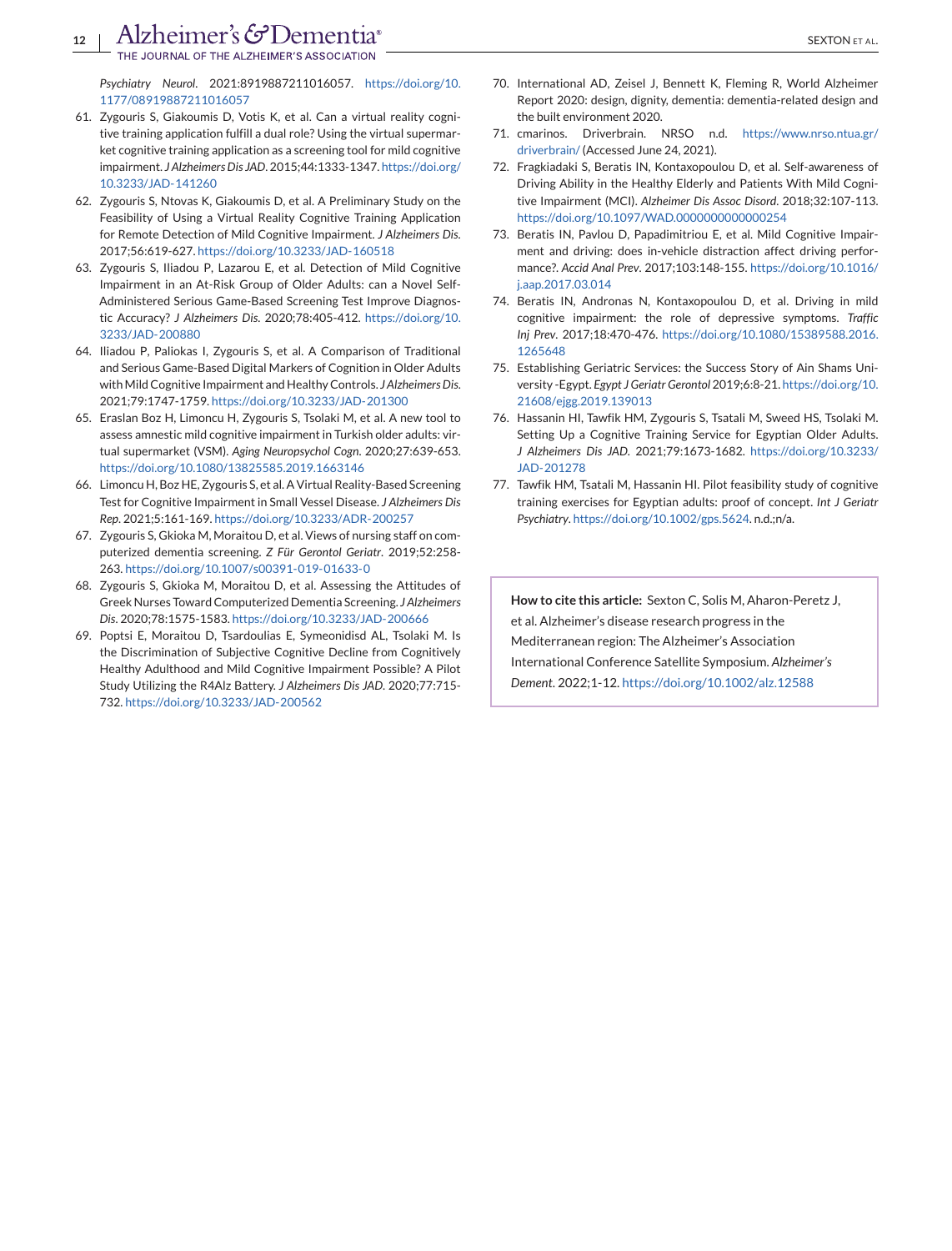*Psychiatry Neurol*. 2021:8919887211016057. https://doi.org/10.1177/08919887211016057

61. Zygouris S, Giakoumis D, Votis K, et al. Can a virtual reality cognitive training application fulfill a dual role? Using the virtual supermarket cognitive training application as a screening tool for mild cognitive impairment. *J Alzheimers Dis JAD*. 2015;44:1333-1347. https://doi.org/10.3233/JAD-141260
62. Zygouris S, Ntovas K, Giakoumis D, et al. A Preliminary Study on the Feasibility of Using a Virtual Reality Cognitive Training Application for Remote Detection of Mild Cognitive Impairment. *J Alzheimers Dis*. 2017;56:619-627. https://doi.org/10.3233/JAD-160518
63. Zygouris S, Iliadou P, Lazarou E, et al. Detection of Mild Cognitive Impairment in an At-Risk Group of Older Adults: can a Novel Self-Administered Serious Game-Based Screening Test Improve Diagnostic Accuracy? *J Alzheimers Dis*. 2020;78:405-412. https://doi.org/10.3233/JAD-200880
64. Iliadou P, Paliokas I, Zygouris S, et al. A Comparison of Traditional and Serious Game-Based Digital Markers of Cognition in Older Adults with Mild Cognitive Impairment and Healthy Controls. *J Alzheimers Dis*. 2021;79:1747-1759. https://doi.org/10.3233/JAD-201300
65. Eraslan Boz H, Limoncu H, Zygouris S, Tsolaki M, et al. A new tool to assess amnestic mild cognitive impairment in Turkish older adults: virtual supermarket (VSM). *Aging Neuropsychol Cogn*. 2020;27:639-653. https://doi.org/10.1080/13825585.2019.1663146
66. Limoncu H, Boz HE, Zygouris S, et al. A Virtual Reality-Based Screening Test for Cognitive Impairment in Small Vessel Disease. *J Alzheimers Dis Rep*. 2021;5:161-169. https://doi.org/10.3233/ADR-200257
67. Zygouris S, Gkioka M, Moraitou D, et al. Views of nursing staff on computerized dementia screening. *Z Für Gerontol Geriatr*. 2019;52:258-263. https://doi.org/10.1007/s00391-019-01633-0
68. Zygouris S, Gkioka M, Moraitou D, et al. Assessing the Attitudes of Greek Nurses Toward Computerized Dementia Screening. *J Alzheimers Dis*. 2020;78:1575-1583. https://doi.org/10.3233/JAD-200666
69. Poptsi E, Moraitou D, Tsardoulias E, Symeonidisd AL, Tsolaki M. Is the Discrimination of Subjective Cognitive Decline from Cognitively Healthy Adulthood and Mild Cognitive Impairment Possible? A Pilot Study Utilizing the R4Alz Battery. *J Alzheimers Dis JAD*. 2020;77:715-732. https://doi.org/10.3233/JAD-200562
70. International AD, Zeisel J, Bennett K, Fleming R, World Alzheimer Report 2020: design, dignity, dementia: dementia-related design and the built environment 2020.
71. cmarinos. Driverbrain. NRSO n.d. https://www.nrso.ntua.gr/driverbrain/ (Accessed June 24, 2021).
72. Fragkiadaki S, Beratis IN, Kontaxopoulou D, et al. Self-awareness of Driving Ability in the Healthy Elderly and Patients With Mild Cognitive Impairment (MCI). *Alzheimer Dis Assoc Disord*. 2018;32:107-113. https://doi.org/10.1097/WAD.0000000000000254
73. Beratis IN, Pavlou D, Papadimitriou E, et al. Mild Cognitive Impairment and driving: does in-vehicle distraction affect driving performance?. *Accid Anal Prev*. 2017;103:148-155. https://doi.org/10.1016/j.aap.2017.03.014
74. Beratis IN, Andronas N, Kontaxopoulou D, et al. Driving in mild cognitive impairment: the role of depressive symptoms. *Traffic Inj Prev*. 2017;18:470-476. https://doi.org/10.1080/15389588.2016.1265648
75. Establishing Geriatric Services: the Success Story of Ain Shams University -Egypt. *Egypt J Geriatr Gerontol* 2019;6:8-21. https://doi.org/10.21608/ejgg.2019.139013
76. Hassanin HI, Tawfik HM, Zygouris S, Tsatali M, Sweed HS, Tsolaki M. Setting Up a Cognitive Training Service for Egyptian Older Adults. *J Alzheimers Dis JAD*. 2021;79:1673-1682. https://doi.org/10.3233/JAD-201278
77. Tawfik HM, Tsatali M, Hassanin HI. Pilot feasibility study of cognitive training exercises for Egyptian adults: proof of concept. *Int J Geriatr Psychiatry*. https://doi.org/10.1002/gps.5624. n.d.;n/a.

**How to cite this article:** Sexton C, Solis M, Aharon-Peretz J, et al. Alzheimer's disease research progress in the Mediterranean region: The Alzheimer's Association International Conference Satellite Symposium. *Alzheimer's Dement*. 2022;1-12. https://doi.org/10.1002/alz.12588